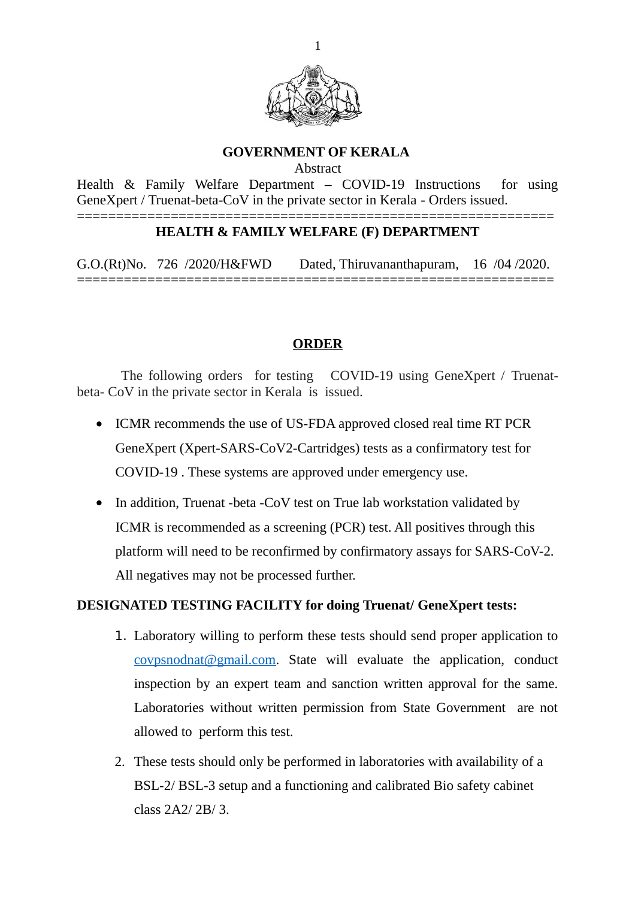# GOVERNMENT OF KERALA

Abstract

Health & Family Welfare Department – COVID-19 Instructions for using GeneXpert / Truenat-beta-CoV in the private sector in Kerala - Orders issued.

===========================================================

## HEALTH & FAMILY WELFARE (F) DEPARTMENT

G.O.(Rt)No. 726 /2020/H&FWD Dated, Thiruvananthapuram, 16 /04 /2020.

===========================================================

## ORDER

The following orders for testing COVID-19 using GeneXpert / Truenat-beta- CoV in the private sector in Kerala is issued.

- ICMR recommends the use of US-FDA approved closed real time RT PCR GeneXpert (Xpert-SARS-CoV2-Cartridges) tests as a confirmatory test for COVID-19 . These systems are approved under emergency use.
- In addition, Truenat -beta -CoV test on True lab workstation validated by ICMR is recommended as a screening (PCR) test. All positives through this platform will need to be reconfirmed by confirmatory assays for SARS-CoV-2. All negatives may not be processed further.

**DESIGNATED TESTING FACILITY for doing Truenat/ GeneXpert tests:**

1. Laboratory willing to perform these tests should send proper application to covpsnodnat@gmail.com. State will evaluate the application, conduct inspection by an expert team and sanction written approval for the same. Laboratories without written permission from State Government are not allowed to perform this test.
2. These tests should only be performed in laboratories with availability of a BSL-2/ BSL-3 setup and a functioning and calibrated Bio safety cabinet class 2A2/ 2B/ 3.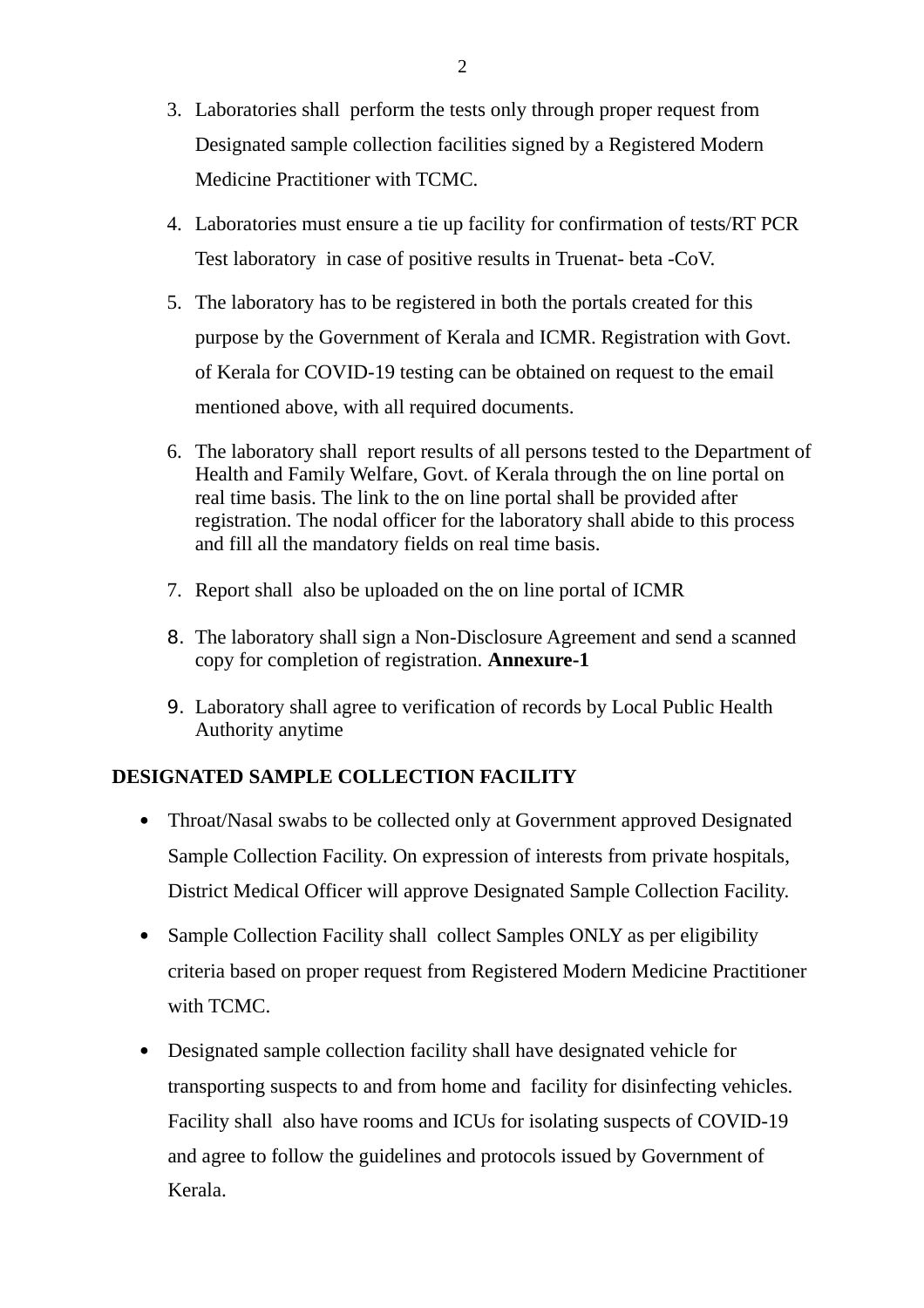3. Laboratories shall perform the tests only through proper request from Designated sample collection facilities signed by a Registered Modern Medicine Practitioner with TCMC.

4. Laboratories must ensure a tie up facility for confirmation of tests/RT PCR Test laboratory in case of positive results in Truenat- beta -CoV.

5. The laboratory has to be registered in both the portals created for this purpose by the Government of Kerala and ICMR. Registration with Govt. of Kerala for COVID-19 testing can be obtained on request to the email mentioned above, with all required documents.

6. The laboratory shall report results of all persons tested to the Department of Health and Family Welfare, Govt. of Kerala through the on line portal on real time basis. The link to the on line portal shall be provided after registration. The nodal officer for the laboratory shall abide to this process and fill all the mandatory fields on real time basis.

7. Report shall also be uploaded on the on line portal of ICMR

8. The laboratory shall sign a Non-Disclosure Agreement and send a scanned copy for completion of registration. **Annexure-1**

9. Laboratory shall agree to verification of records by Local Public Health Authority anytime

**DESIGNATED SAMPLE COLLECTION FACILITY**

- Throat/Nasal swabs to be collected only at Government approved Designated Sample Collection Facility. On expression of interests from private hospitals, District Medical Officer will approve Designated Sample Collection Facility.

- Sample Collection Facility shall collect Samples ONLY as per eligibility criteria based on proper request from Registered Modern Medicine Practitioner with TCMC.

- Designated sample collection facility shall have designated vehicle for transporting suspects to and from home and facility for disinfecting vehicles. Facility shall also have rooms and ICUs for isolating suspects of COVID-19 and agree to follow the guidelines and protocols issued by Government of Kerala.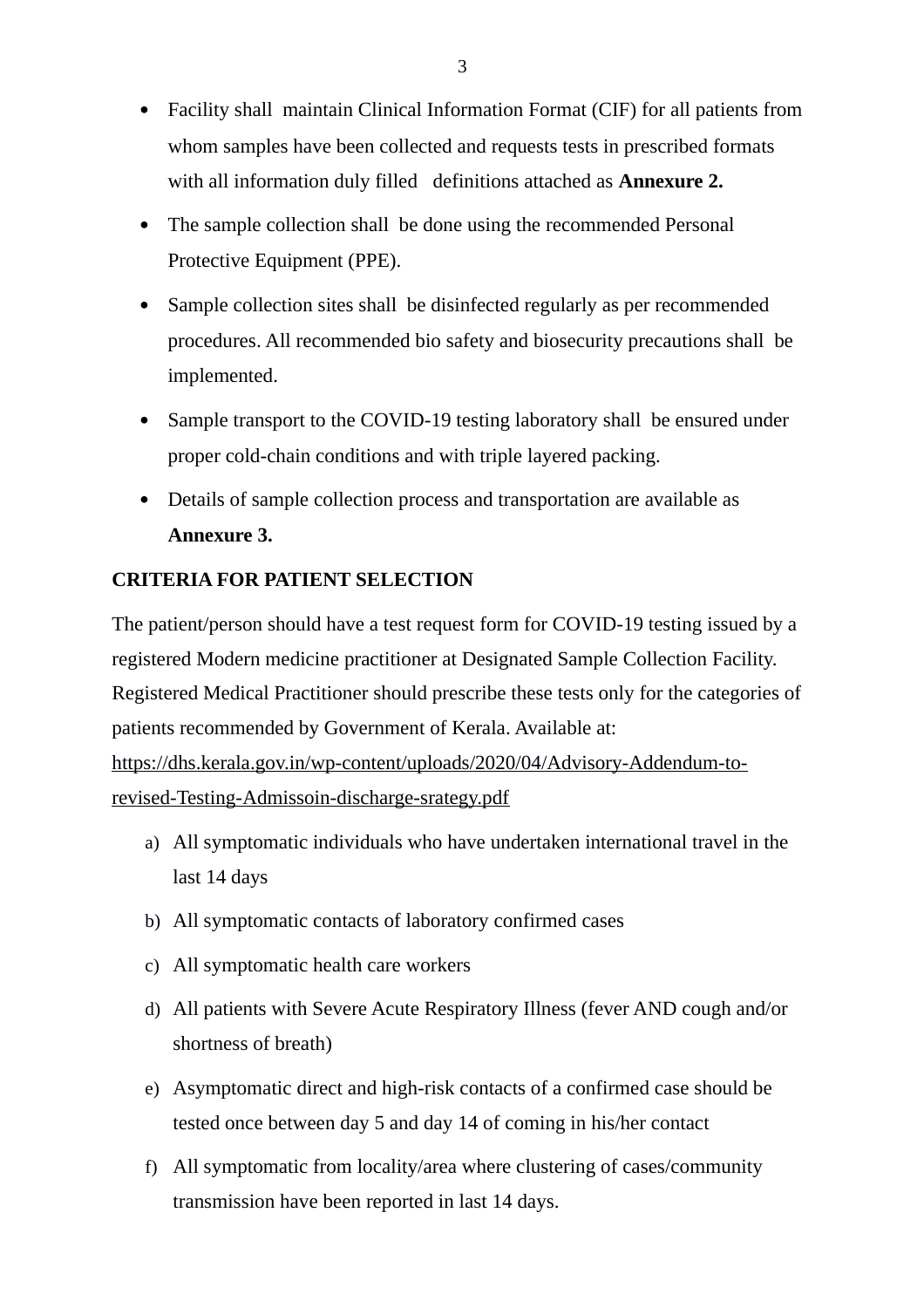- Facility shall  maintain Clinical Information Format (CIF) for all patients from whom samples have been collected and requests tests in prescribed formats with all information duly filled   definitions attached as **Annexure 2.**
- The sample collection shall  be done using the recommended Personal Protective Equipment (PPE).
- Sample collection sites shall  be disinfected regularly as per recommended procedures. All recommended bio safety and biosecurity precautions shall  be implemented.
- Sample transport to the COVID-19 testing laboratory shall  be ensured under proper cold-chain conditions and with triple layered packing.
- Details of sample collection process and transportation are available as **Annexure 3.**

**CRITERIA FOR PATIENT SELECTION**

The patient/person should have a test request form for COVID-19 testing issued by a registered Modern medicine practitioner at Designated Sample Collection Facility. Registered Medical Practitioner should prescribe these tests only for the categories of patients recommended by Government of Kerala. Available at: https://dhs.kerala.gov.in/wp-content/uploads/2020/04/Advisory-Addendum-to-revised-Testing-Admissoin-discharge-srategy.pdf

a) All symptomatic individuals who have undertaken international travel in the last 14 days
b) All symptomatic contacts of laboratory confirmed cases
c) All symptomatic health care workers
d) All patients with Severe Acute Respiratory Illness (fever AND cough and/or shortness of breath)
e) Asymptomatic direct and high-risk contacts of a confirmed case should be tested once between day 5 and day 14 of coming in his/her contact
f) All symptomatic from locality/area where clustering of cases/community transmission have been reported in last 14 days.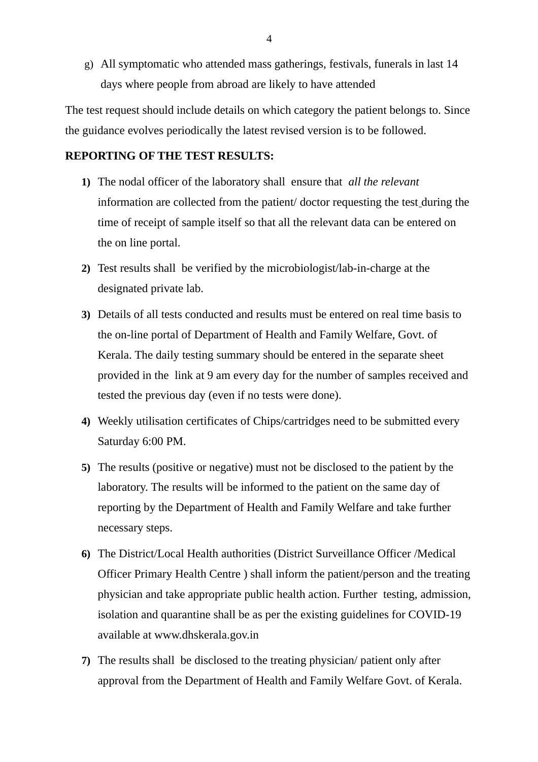g) All symptomatic who attended mass gatherings, festivals, funerals in last 14 days where people from abroad are likely to have attended

The test request should include details on which category the patient belongs to. Since the guidance evolves periodically the latest revised version is to be followed.

**REPORTING OF THE TEST RESULTS:**

1) The nodal officer of the laboratory shall ensure that *all the relevant* information are collected from the patient/ doctor requesting the test during the time of receipt of sample itself so that all the relevant data can be entered on the on line portal.

2) Test results shall be verified by the microbiologist/lab-in-charge at the designated private lab.

3) Details of all tests conducted and results must be entered on real time basis to the on-line portal of Department of Health and Family Welfare, Govt. of Kerala. The daily testing summary should be entered in the separate sheet provided in the link at 9 am every day for the number of samples received and tested the previous day (even if no tests were done).

4) Weekly utilisation certificates of Chips/cartridges need to be submitted every Saturday 6:00 PM.

5) The results (positive or negative) must not be disclosed to the patient by the laboratory. The results will be informed to the patient on the same day of reporting by the Department of Health and Family Welfare and take further necessary steps.

6) The District/Local Health authorities (District Surveillance Officer /Medical Officer Primary Health Centre ) shall inform the patient/person and the treating physician and take appropriate public health action. Further testing, admission, isolation and quarantine shall be as per the existing guidelines for COVID-19 available at www.dhskerala.gov.in

7) The results shall be disclosed to the treating physician/ patient only after approval from the Department of Health and Family Welfare Govt. of Kerala.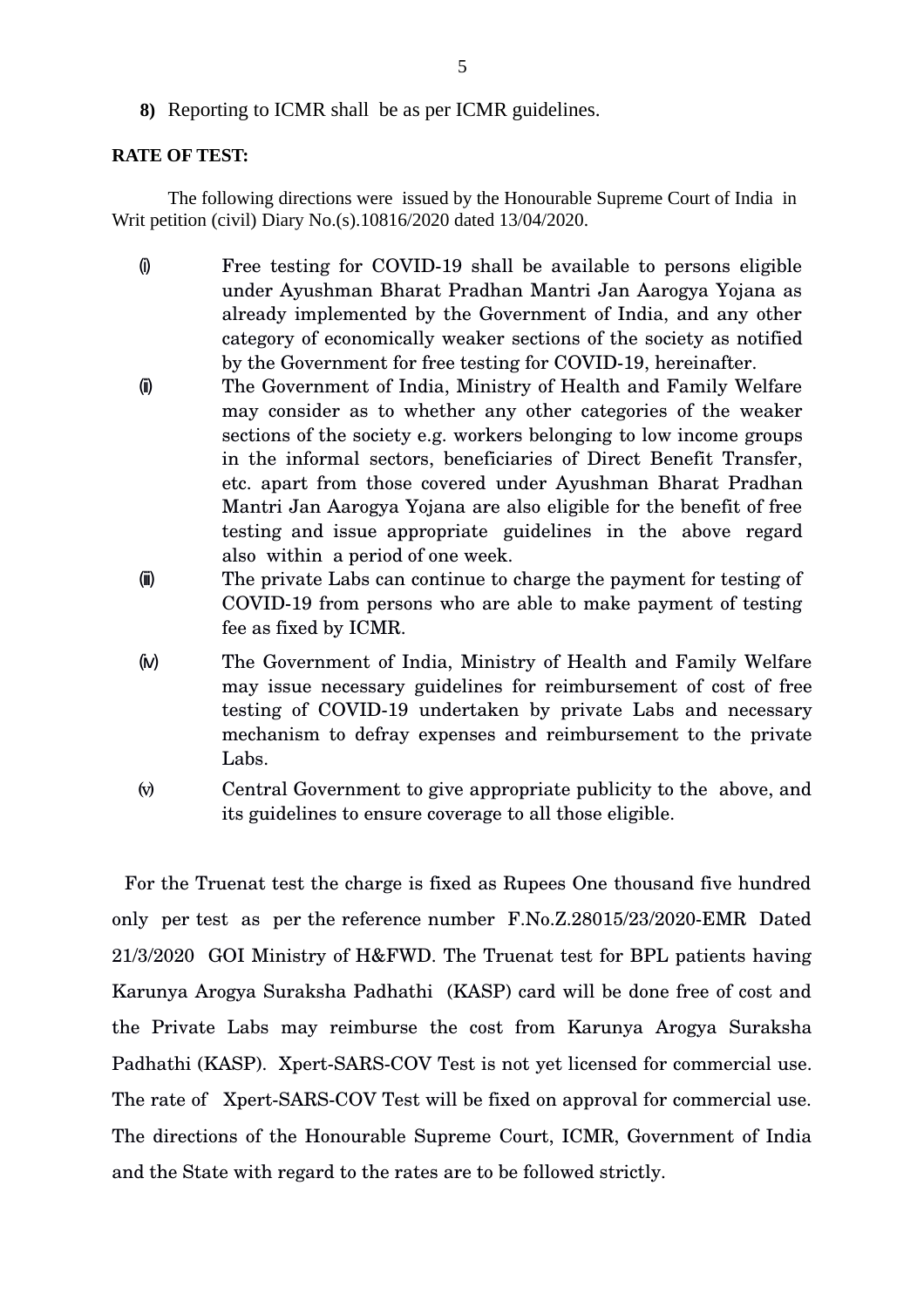**8)** Reporting to ICMR shall be as per ICMR guidelines.

**RATE OF TEST:**

The following directions were issued by the Honourable Supreme Court of India in Writ petition (civil) Diary No.(s).10816/2020 dated 13/04/2020.

(i) Free testing for COVID-19 shall be available to persons eligible under Ayushman Bharat Pradhan Mantri Jan Aarogya Yojana as already implemented by the Government of India, and any other category of economically weaker sections of the society as notified by the Government for free testing for COVID-19, hereinafter.

(ii) The Government of India, Ministry of Health and Family Welfare may consider as to whether any other categories of the weaker sections of the society e.g. workers belonging to low income groups in the informal sectors, beneficiaries of Direct Benefit Transfer, etc. apart from those covered under Ayushman Bharat Pradhan Mantri Jan Aarogya Yojana are also eligible for the benefit of free testing and issue appropriate guidelines in the above regard also within a period of one week.

(iii) The private Labs can continue to charge the payment for testing of COVID-19 from persons who are able to make payment of testing fee as fixed by ICMR.

(iv) The Government of India, Ministry of Health and Family Welfare may issue necessary guidelines for reimbursement of cost of free testing of COVID-19 undertaken by private Labs and necessary mechanism to defray expenses and reimbursement to the private Labs.

(v) Central Government to give appropriate publicity to the above, and its guidelines to ensure coverage to all those eligible.

For the Truenat test the charge is fixed as Rupees One thousand five hundred only per test as per the reference number F.No.Z.28015/23/2020-EMR Dated 21/3/2020 GOI Ministry of H&FWD. The Truenat test for BPL patients having Karunya Arogya Suraksha Padhathi (KASP) card will be done free of cost and the Private Labs may reimburse the cost from Karunya Arogya Suraksha Padhathi (KASP). Xpert-SARS-COV Test is not yet licensed for commercial use. The rate of Xpert-SARS-COV Test will be fixed on approval for commercial use. The directions of the Honourable Supreme Court, ICMR, Government of India and the State with regard to the rates are to be followed strictly.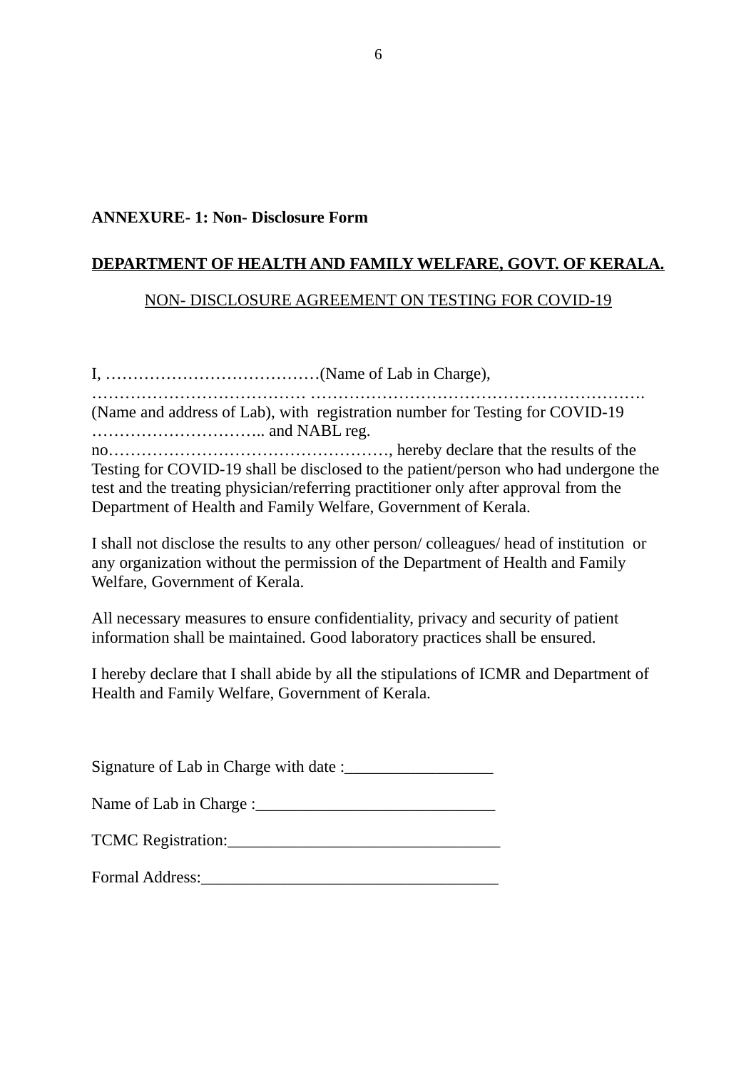**ANNEXURE- 1: Non- Disclosure Form**

**<u>DEPARTMENT OF HEALTH AND FAMILY WELFARE, GOVT. OF KERALA.</u>**

<u>NON- DISCLOSURE AGREEMENT ON TESTING FOR COVID-19</u>

I, …………………………………(Name of Lab in Charge), ………………………………… ……………………………………………………. (Name and address of Lab), with registration number for Testing for COVID-19 ………………………….. and NABL reg. no……………………………………………, hereby declare that the results of the Testing for COVID-19 shall be disclosed to the patient/person who had undergone the test and the treating physician/referring practitioner only after approval from the Department of Health and Family Welfare, Government of Kerala.

I shall not disclose the results to any other person/ colleagues/ head of institution or any organization without the permission of the Department of Health and Family Welfare, Government of Kerala.

All necessary measures to ensure confidentiality, privacy and security of patient information shall be maintained. Good laboratory practices shall be ensured.

I hereby declare that I shall abide by all the stipulations of ICMR and Department of Health and Family Welfare, Government of Kerala.

Signature of Lab in Charge with date :__________________

Name of Lab in Charge :_____________________________

TCMC Registration:_________________________________

Formal Address:___________________________________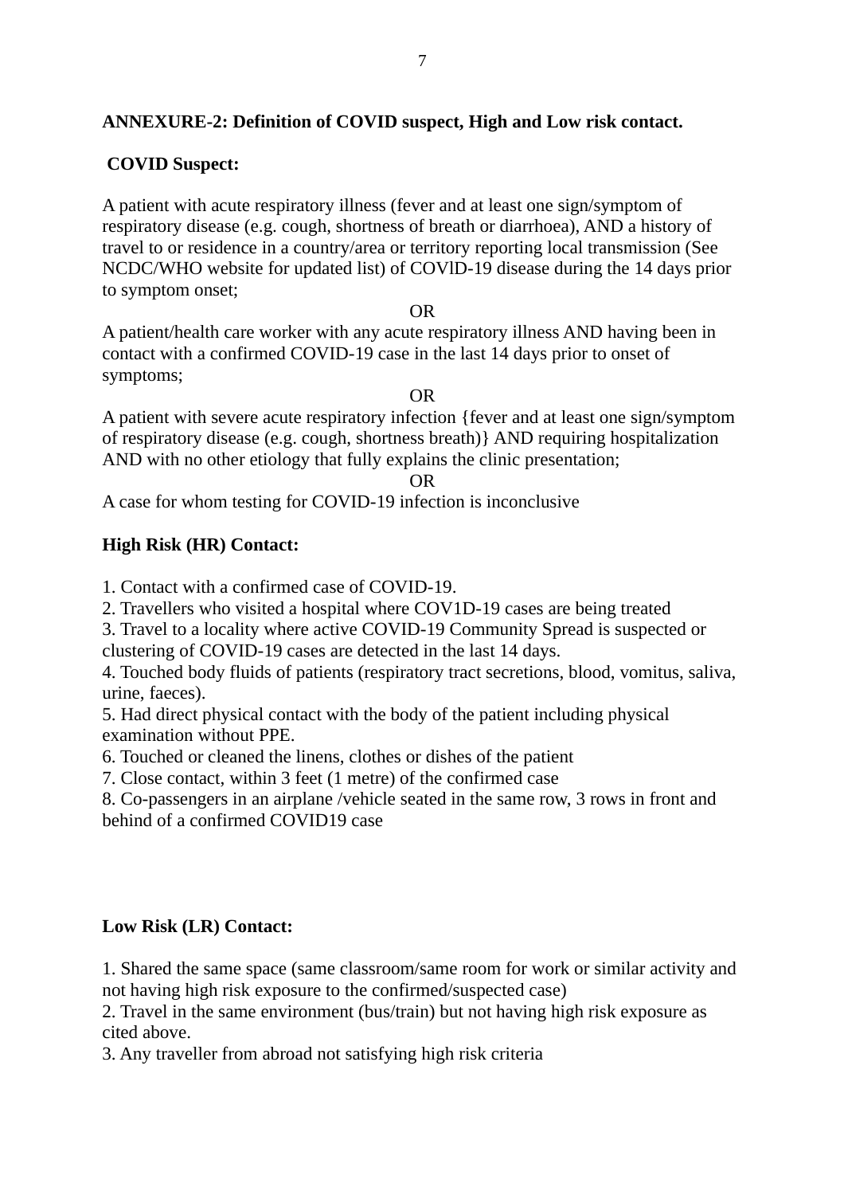**ANNEXURE-2: Definition of COVID suspect, High and Low risk contact.**

**COVID Suspect:**

A patient with acute respiratory illness (fever and at least one sign/symptom of respiratory disease (e.g. cough, shortness of breath or diarrhoea), AND a history of travel to or residence in a country/area or territory reporting local transmission (See NCDC/WHO website for updated list) of COVlD-19 disease during the 14 days prior to symptom onset;

OR

A patient/health care worker with any acute respiratory illness AND having been in contact with a confirmed COVID-19 case in the last 14 days prior to onset of symptoms;

OR

A patient with severe acute respiratory infection {fever and at least one sign/symptom of respiratory disease (e.g. cough, shortness breath)} AND requiring hospitalization AND with no other etiology that fully explains the clinic presentation;

OR

A case for whom testing for COVID-19 infection is inconclusive

**High Risk (HR) Contact:**

1. Contact with a confirmed case of COVID-19.
2. Travellers who visited a hospital where COV1D-19 cases are being treated
3. Travel to a locality where active COVID-19 Community Spread is suspected or clustering of COVID-19 cases are detected in the last 14 days.
4. Touched body fluids of patients (respiratory tract secretions, blood, vomitus, saliva, urine, faeces).
5. Had direct physical contact with the body of the patient including physical examination without PPE.
6. Touched or cleaned the linens, clothes or dishes of the patient
7. Close contact, within 3 feet (1 metre) of the confirmed case
8. Co-passengers in an airplane /vehicle seated in the same row, 3 rows in front and behind of a confirmed COVID19 case

**Low Risk (LR) Contact:**

1. Shared the same space (same classroom/same room for work or similar activity and not having high risk exposure to the confirmed/suspected case)
2. Travel in the same environment (bus/train) but not having high risk exposure as cited above.
3. Any traveller from abroad not satisfying high risk criteria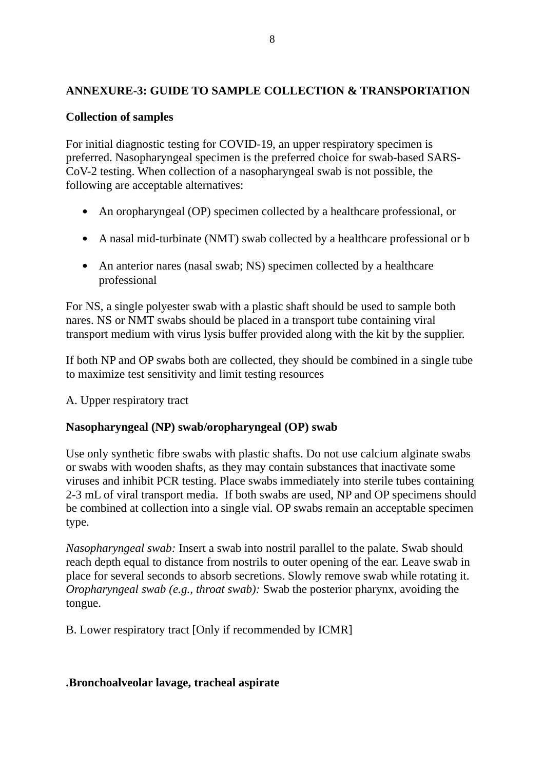## ANNEXURE-3: GUIDE TO SAMPLE COLLECTION & TRANSPORTATION

**Collection of samples**

For initial diagnostic testing for COVID-19, an upper respiratory specimen is preferred. Nasopharyngeal specimen is the preferred choice for swab-based SARS-CoV-2 testing. When collection of a nasopharyngeal swab is not possible, the following are acceptable alternatives:

- An oropharyngeal (OP) specimen collected by a healthcare professional, or
- A nasal mid-turbinate (NMT) swab collected by a healthcare professional or b
- An anterior nares (nasal swab; NS) specimen collected by a healthcare professional

For NS, a single polyester swab with a plastic shaft should be used to sample both nares. NS or NMT swabs should be placed in a transport tube containing viral transport medium with virus lysis buffer provided along with the kit by the supplier.

If both NP and OP swabs both are collected, they should be combined in a single tube to maximize test sensitivity and limit testing resources

A. Upper respiratory tract

**Nasopharyngeal (NP) swab/oropharyngeal (OP) swab**

Use only synthetic fibre swabs with plastic shafts. Do not use calcium alginate swabs or swabs with wooden shafts, as they may contain substances that inactivate some viruses and inhibit PCR testing. Place swabs immediately into sterile tubes containing 2-3 mL of viral transport media. If both swabs are used, NP and OP specimens should be combined at collection into a single vial. OP swabs remain an acceptable specimen type.

*Nasopharyngeal swab:* Insert a swab into nostril parallel to the palate. Swab should reach depth equal to distance from nostrils to outer opening of the ear. Leave swab in place for several seconds to absorb secretions. Slowly remove swab while rotating it. *Oropharyngeal swab (e.g., throat swab):* Swab the posterior pharynx, avoiding the tongue.

B. Lower respiratory tract [Only if recommended by ICMR]

**.Bronchoalveolar lavage, tracheal aspirate**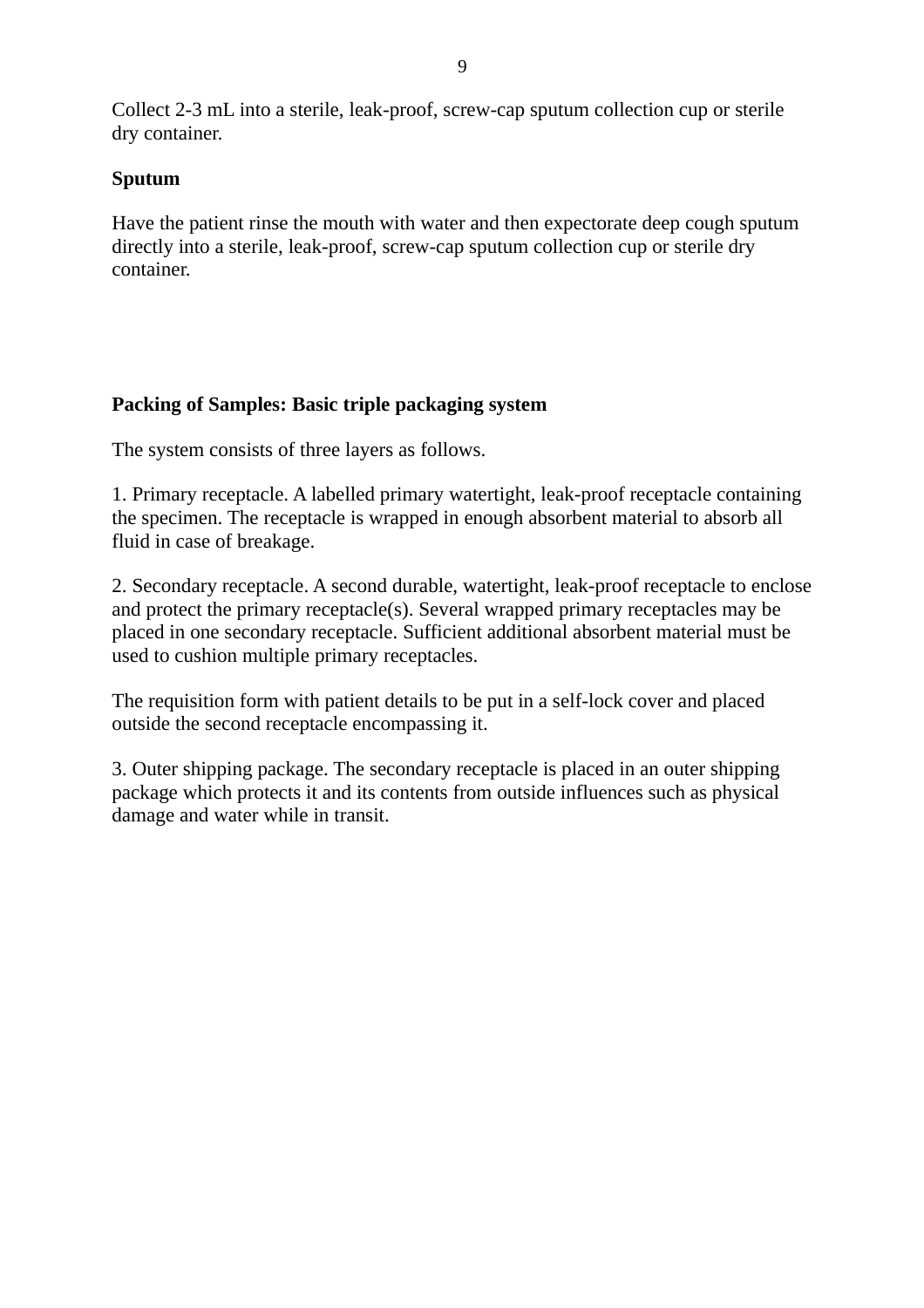Collect 2-3 mL into a sterile, leak-proof, screw-cap sputum collection cup or sterile dry container.

**Sputum**

Have the patient rinse the mouth with water and then expectorate deep cough sputum directly into a sterile, leak-proof, screw-cap sputum collection cup or sterile dry container.

**Packing of Samples: Basic triple packaging system**

The system consists of three layers as follows.

1. Primary receptacle. A labelled primary watertight, leak-proof receptacle containing the specimen. The receptacle is wrapped in enough absorbent material to absorb all fluid in case of breakage.

2. Secondary receptacle. A second durable, watertight, leak-proof receptacle to enclose and protect the primary receptacle(s). Several wrapped primary receptacles may be placed in one secondary receptacle. Sufficient additional absorbent material must be used to cushion multiple primary receptacles.

The requisition form with patient details to be put in a self-lock cover and placed outside the second receptacle encompassing it.

3. Outer shipping package. The secondary receptacle is placed in an outer shipping package which protects it and its contents from outside influences such as physical damage and water while in transit.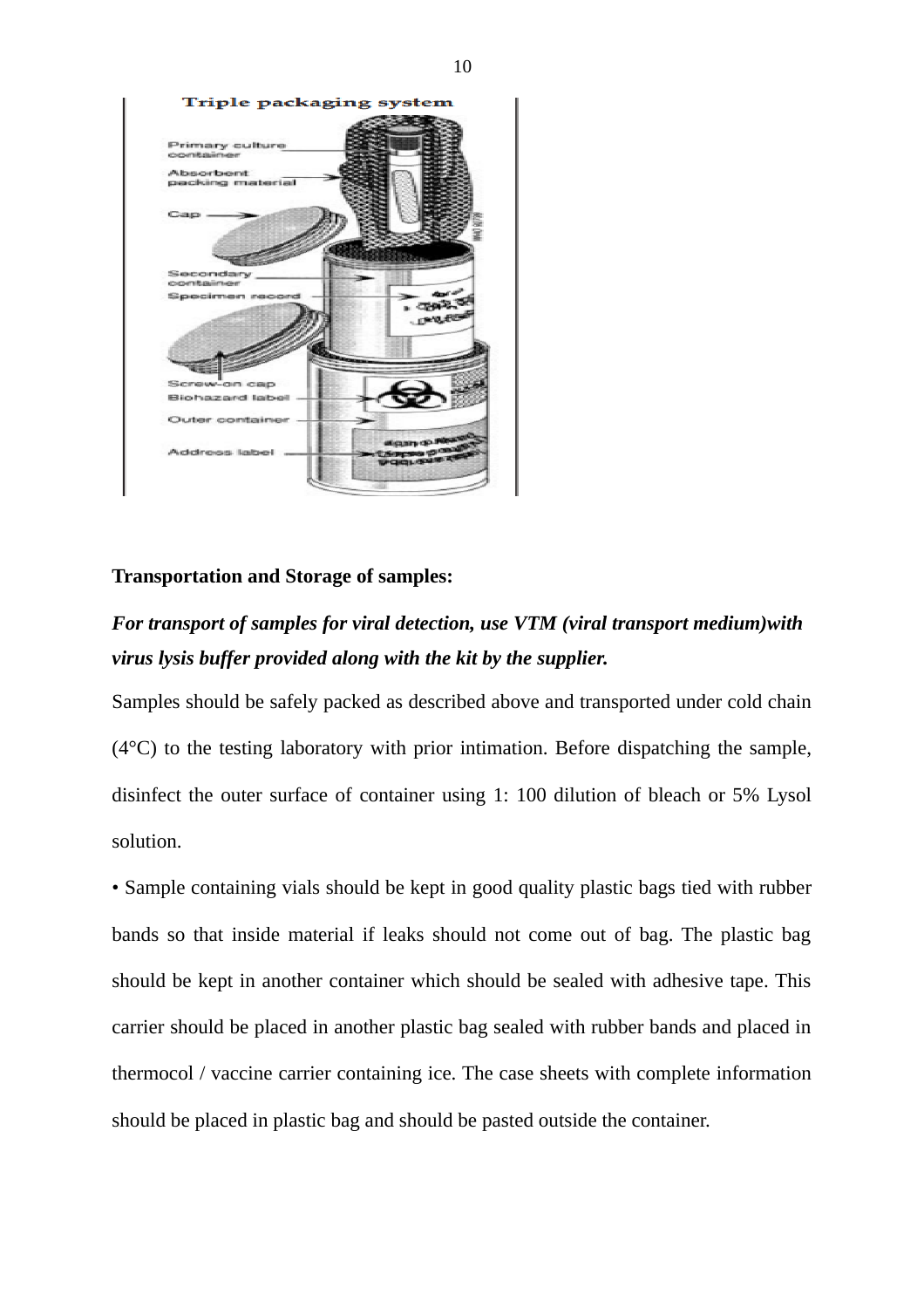**Transportation and Storage of samples:**

***For transport of samples for viral detection, use VTM (viral transport medium)with virus lysis buffer provided along with the kit by the supplier.***

Samples should be safely packed as described above and transported under cold chain (4°C) to the testing laboratory with prior intimation. Before dispatching the sample, disinfect the outer surface of container using 1: 100 dilution of bleach or 5% Lysol solution.

• Sample containing vials should be kept in good quality plastic bags tied with rubber bands so that inside material if leaks should not come out of bag. The plastic bag should be kept in another container which should be sealed with adhesive tape. This carrier should be placed in another plastic bag sealed with rubber bands and placed in thermocol / vaccine carrier containing ice. The case sheets with complete information should be placed in plastic bag and should be pasted outside the container.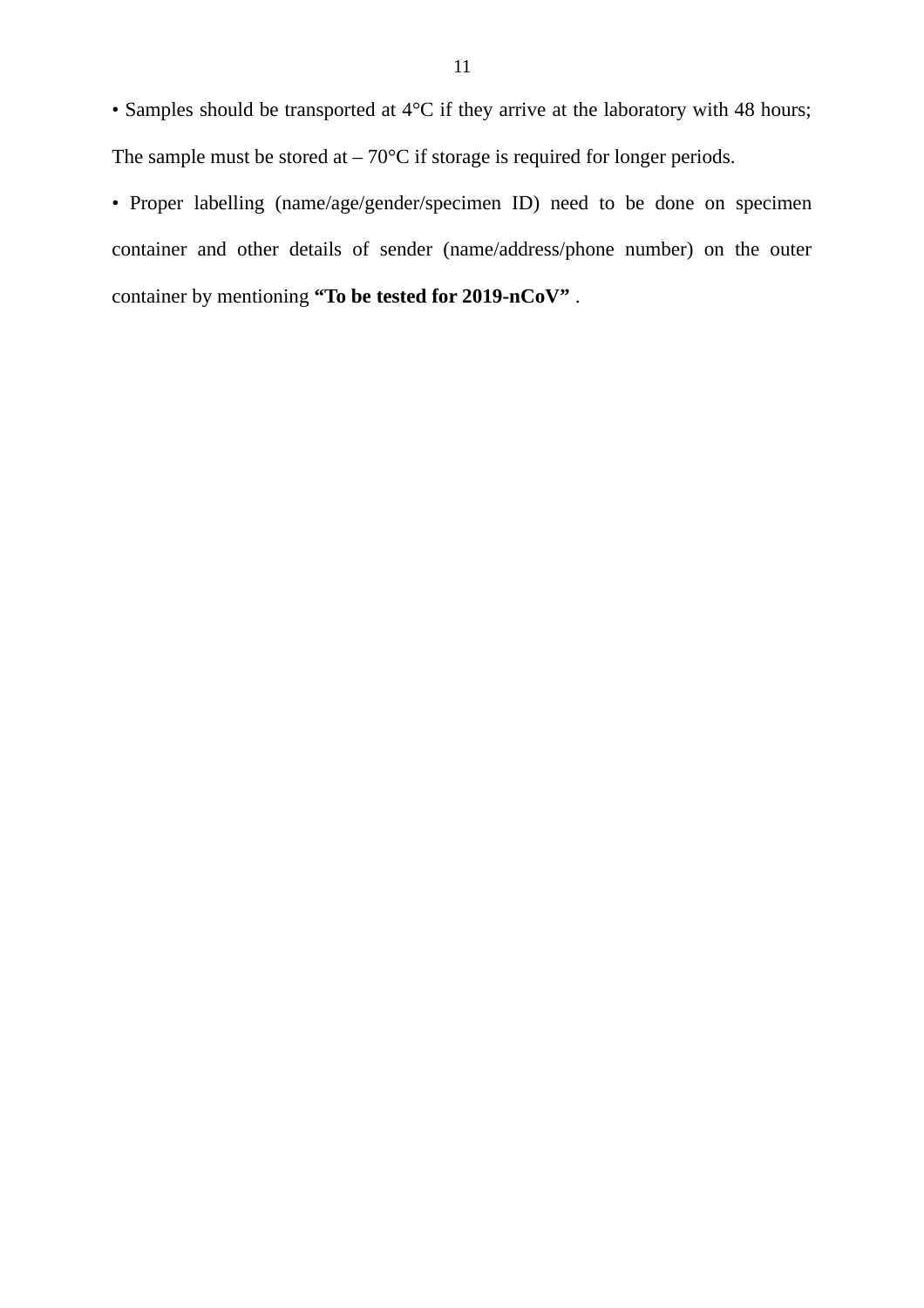- Samples should be transported at 4°C if they arrive at the laboratory with 48 hours; The sample must be stored at – 70°C if storage is required for longer periods.
- Proper labelling (name/age/gender/specimen ID) need to be done on specimen container and other details of sender (name/address/phone number) on the outer container by mentioning **"To be tested for 2019-nCoV"** .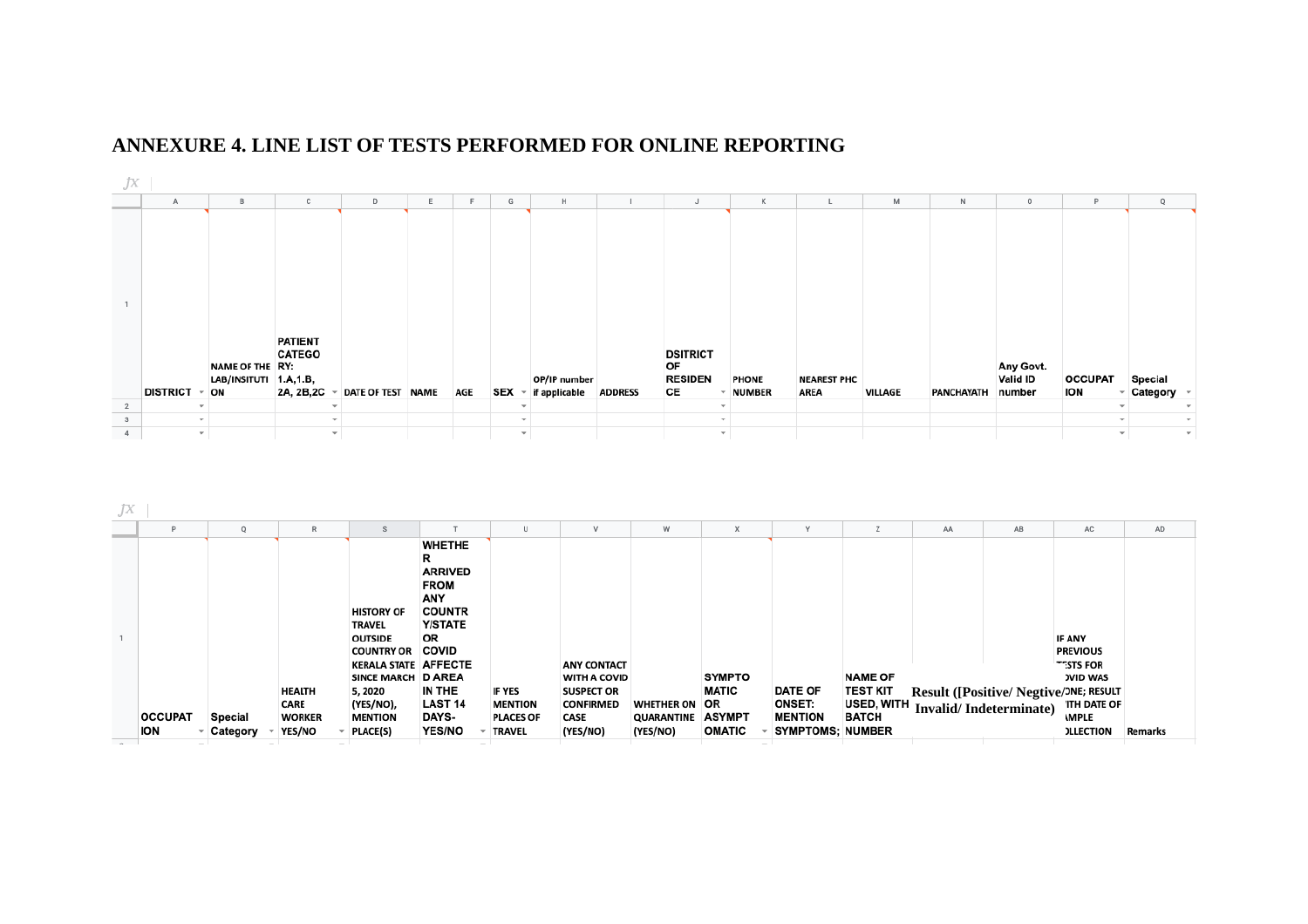## ANNEXURE 4. LINE LIST OF TESTS PERFORMED FOR ONLINE REPORTING

| | A | B | C | D | E | F | G | H | I | J | K | L | M | N | O | P | Q |
|---|---|---|---|---|---|---|---|---|---|---|---|---|---|---|---|---|---|
| 1 | DISTRICT | NAME OF THE LAB/INSITUTION | PATIENT CATEGORY: 1.A,1.B, 2A, 2B,2C | DATE OF TEST | NAME | AGE | SEX | OP/IP number if applicable | ADDRESS | DSITRICT OF RESIDENCE | PHONE NUMBER | NEAREST PHC AREA | VILLAGE | PANCHAYATH | Any Govt. Valid ID number | OCCUPATION | Special Category |
| 2 | | | | | | | | | | | | | | | | | |
| 3 | | | | | | | | | | | | | | | | | |
| 4 | | | | | | | | | | | | | | | | | |

| | P | Q | R | S | T | U | V | W | X | Y | Z | AA | AB | AC | AD |
|---|---|---|---|---|---|---|---|---|---|---|---|---|---|---|---|
| 1 | OCCUPATION | Special Category | HEALTH CARE WORKER YES/NO | HISTORY OF TRAVEL OUTSIDE COUNTRY OR KERALA STATE SINCE MARCH 5, 2020 (YES/NO), MENTION PLACE(S) | WHETHER ARRIVED FROM ANY COUNTRY/STATE OR COVID AFFECTED AREA IN THE LAST 14 DAYS-YES/NO | IF YES MENTION PLACES OF TRAVEL | ANY CONTACT WITH A COVID SUSPECT OR CONFIRMED CASE (YES/NO) | WHETHER ON QUARANTINE (YES/NO) | SYMPTOMATIC OR ASYMPTOMATIC | DATE OF ONSET: MENTION SYMPTOMS; | NAME OF TEST KIT USED, WITH BATCH NUMBER | Result ([Positive/ Negtive/ Invalid/ Indeterminate) | | IF ANY PREVIOUS TESTS FOR COVID WAS DONE; RESULT WITH DATE OF SAMPLE COLLECTION | Remarks |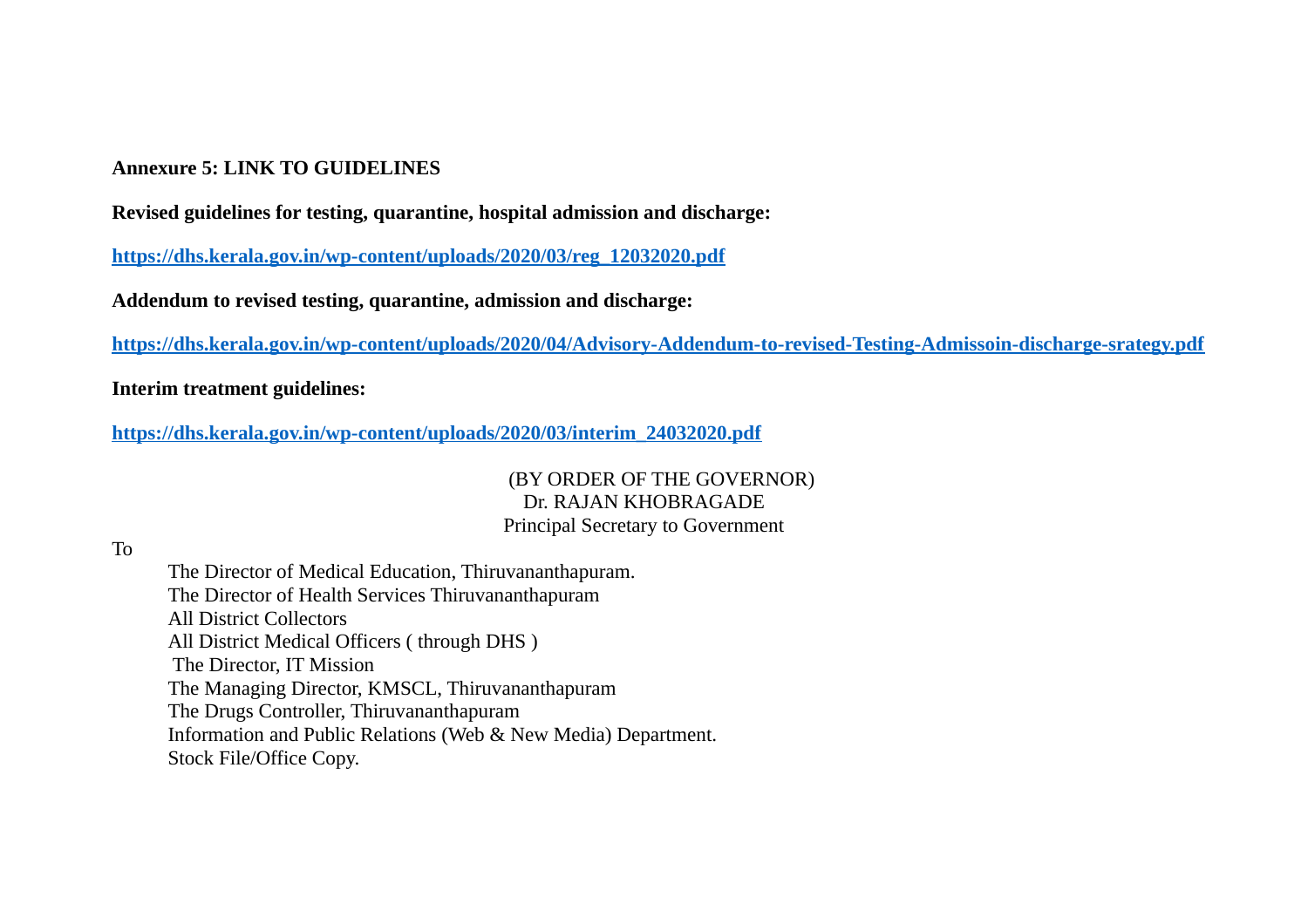**Annexure 5: LINK TO GUIDELINES**

**Revised guidelines for testing, quarantine, hospital admission and discharge:**

**https://dhs.kerala.gov.in/wp-content/uploads/2020/03/reg_12032020.pdf**

**Addendum to revised testing, quarantine, admission and discharge:**

**https://dhs.kerala.gov.in/wp-content/uploads/2020/04/Advisory-Addendum-to-revised-Testing-Admissoin-discharge-srategy.pdf**

**Interim treatment guidelines:**

**https://dhs.kerala.gov.in/wp-content/uploads/2020/03/interim_24032020.pdf**

(BY ORDER OF THE GOVERNOR)
Dr. RAJAN KHOBRAGADE
Principal Secretary to Government

To

The Director of Medical Education, Thiruvananthapuram.
The Director of Health Services Thiruvananthapuram
All District Collectors
All District Medical Officers ( through DHS )
The Director, IT Mission
The Managing Director, KMSCL, Thiruvananthapuram
The Drugs Controller, Thiruvananthapuram
Information and Public Relations (Web & New Media) Department.
Stock File/Office Copy.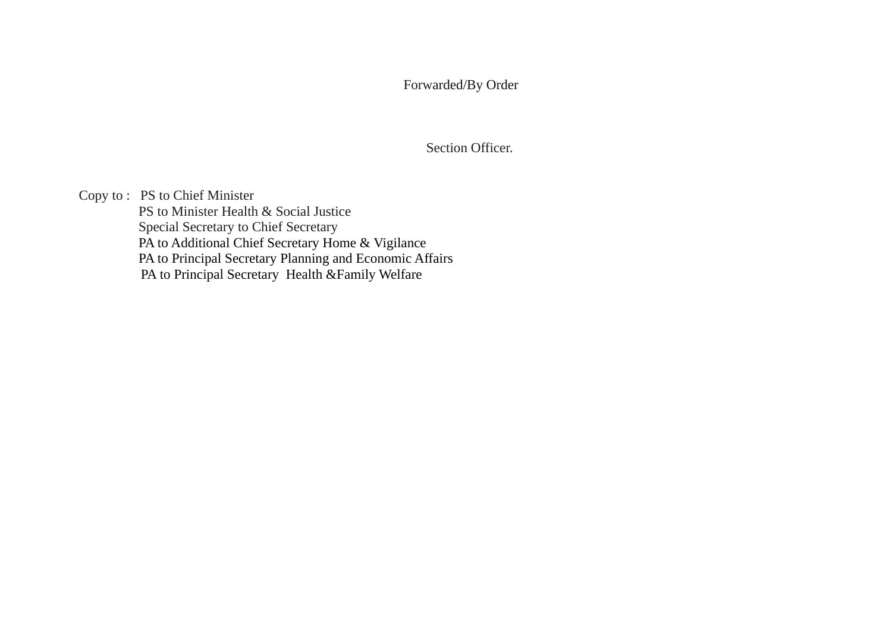Forwarded/By Order

Section Officer.

Copy to : PS to Chief Minister
PS to Minister Health & Social Justice
Special Secretary to Chief Secretary
PA to Additional Chief Secretary Home & Vigilance
PA to Principal Secretary Planning and Economic Affairs
PA to Principal Secretary Health &Family Welfare